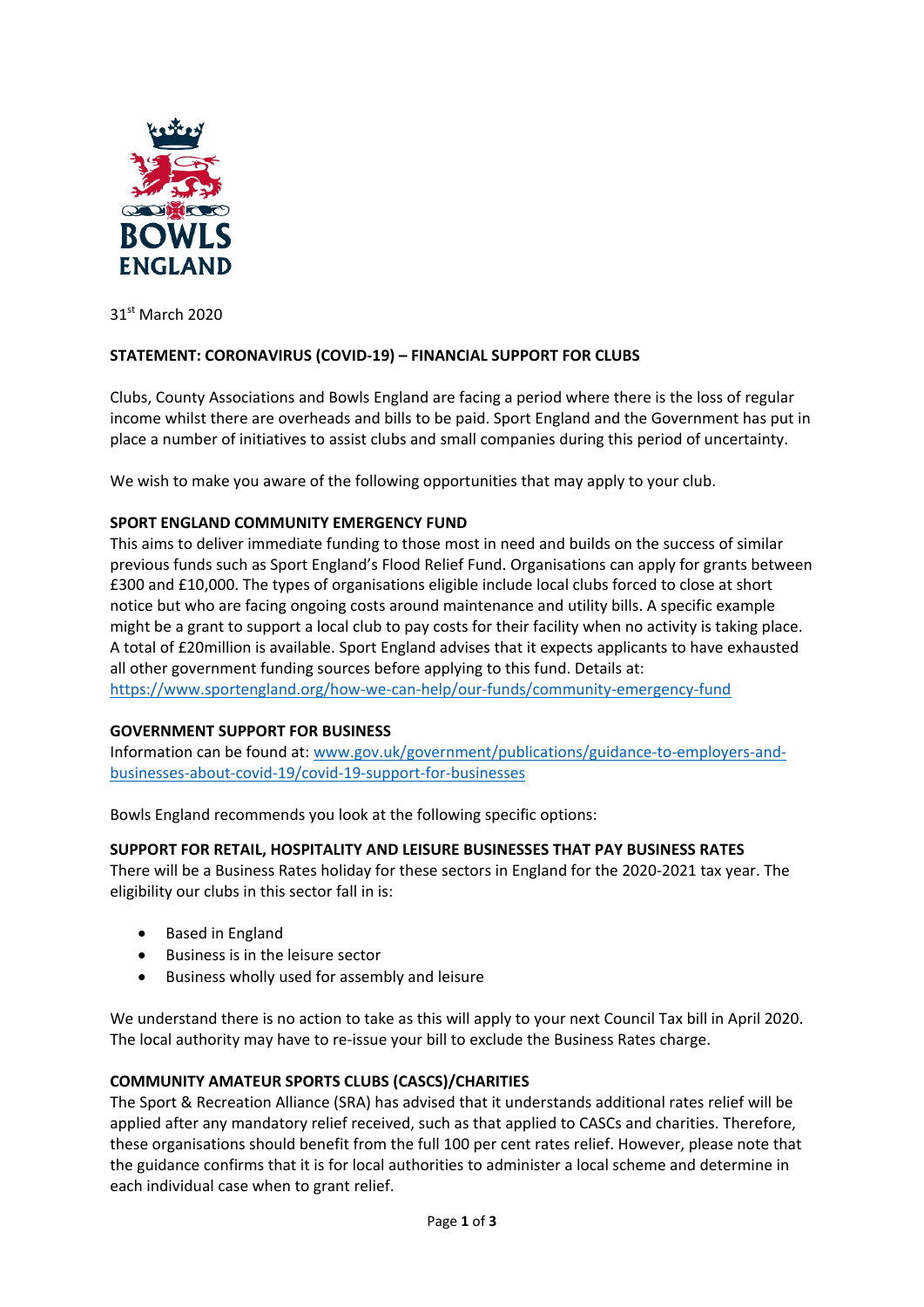31st March 2020

**STATEMENT: CORONAVIRUS (COVID-19) – FINANCIAL SUPPORT FOR CLUBS**

Clubs, County Associations and Bowls England are facing a period where there is the loss of regular income whilst there are overheads and bills to be paid. Sport England and the Government has put in place a number of initiatives to assist clubs and small companies during this period of uncertainty.

We wish to make you aware of the following opportunities that may apply to your club.

**SPORT ENGLAND COMMUNITY EMERGENCY FUND**

This aims to deliver immediate funding to those most in need and builds on the success of similar previous funds such as Sport England's Flood Relief Fund. Organisations can apply for grants between £300 and £10,000. The types of organisations eligible include local clubs forced to close at short notice but who are facing ongoing costs around maintenance and utility bills. A specific example might be a grant to support a local club to pay costs for their facility when no activity is taking place. A total of £20million is available. Sport England advises that it expects applicants to have exhausted all other government funding sources before applying to this fund. Details at: https://www.sportengland.org/how-we-can-help/our-funds/community-emergency-fund

**GOVERNMENT SUPPORT FOR BUSINESS**

Information can be found at: www.gov.uk/government/publications/guidance-to-employers-and-businesses-about-covid-19/covid-19-support-for-businesses

Bowls England recommends you look at the following specific options:

**SUPPORT FOR RETAIL, HOSPITALITY AND LEISURE BUSINESSES THAT PAY BUSINESS RATES**

There will be a Business Rates holiday for these sectors in England for the 2020-2021 tax year. The eligibility our clubs in this sector fall in is:

- Based in England
- Business is in the leisure sector
- Business wholly used for assembly and leisure

We understand there is no action to take as this will apply to your next Council Tax bill in April 2020. The local authority may have to re-issue your bill to exclude the Business Rates charge.

**COMMUNITY AMATEUR SPORTS CLUBS (CASCS)/CHARITIES**

The Sport & Recreation Alliance (SRA) has advised that it understands additional rates relief will be applied after any mandatory relief received, such as that applied to CASCs and charities. Therefore, these organisations should benefit from the full 100 per cent rates relief. However, please note that the guidance confirms that it is for local authorities to administer a local scheme and determine in each individual case when to grant relief.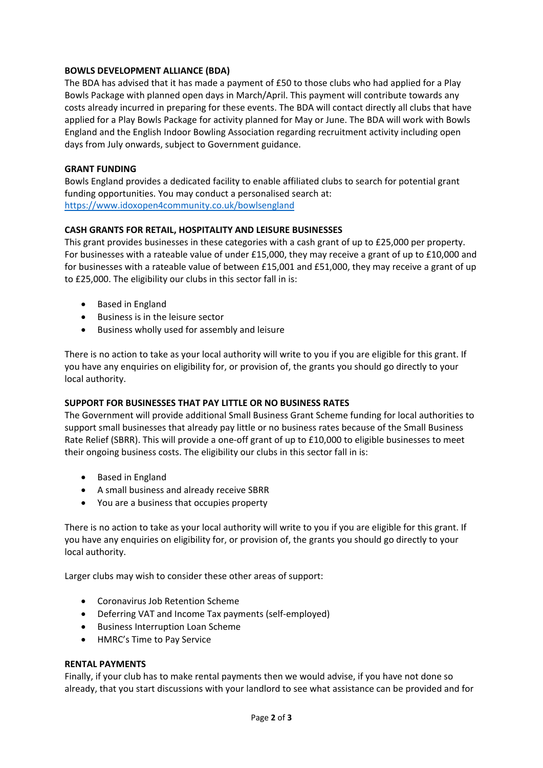**BOWLS DEVELOPMENT ALLIANCE (BDA)**

The BDA has advised that it has made a payment of £50 to those clubs who had applied for a Play Bowls Package with planned open days in March/April. This payment will contribute towards any costs already incurred in preparing for these events. The BDA will contact directly all clubs that have applied for a Play Bowls Package for activity planned for May or June. The BDA will work with Bowls England and the English Indoor Bowling Association regarding recruitment activity including open days from July onwards, subject to Government guidance.

**GRANT FUNDING**

Bowls England provides a dedicated facility to enable affiliated clubs to search for potential grant funding opportunities. You may conduct a personalised search at:
[https://www.idoxopen4community.co.uk/bowlsengland](https://www.idoxopen4community.co.uk/bowlsengland)

**CASH GRANTS FOR RETAIL, HOSPITALITY AND LEISURE BUSINESSES**

This grant provides businesses in these categories with a cash grant of up to £25,000 per property. For businesses with a rateable value of under £15,000, they may receive a grant of up to £10,000 and for businesses with a rateable value of between £15,001 and £51,000, they may receive a grant of up to £25,000. The eligibility our clubs in this sector fall in is:

- Based in England
- Business is in the leisure sector
- Business wholly used for assembly and leisure

There is no action to take as your local authority will write to you if you are eligible for this grant. If you have any enquiries on eligibility for, or provision of, the grants you should go directly to your local authority.

**SUPPORT FOR BUSINESSES THAT PAY LITTLE OR NO BUSINESS RATES**

The Government will provide additional Small Business Grant Scheme funding for local authorities to support small businesses that already pay little or no business rates because of the Small Business Rate Relief (SBRR). This will provide a one-off grant of up to £10,000 to eligible businesses to meet their ongoing business costs. The eligibility our clubs in this sector fall in is:

- Based in England
- A small business and already receive SBRR
- You are a business that occupies property

There is no action to take as your local authority will write to you if you are eligible for this grant. If you have any enquiries on eligibility for, or provision of, the grants you should go directly to your local authority.

Larger clubs may wish to consider these other areas of support:

- Coronavirus Job Retention Scheme
- Deferring VAT and Income Tax payments (self-employed)
- Business Interruption Loan Scheme
- HMRC's Time to Pay Service

**RENTAL PAYMENTS**

Finally, if your club has to make rental payments then we would advise, if you have not done so already, that you start discussions with your landlord to see what assistance can be provided and for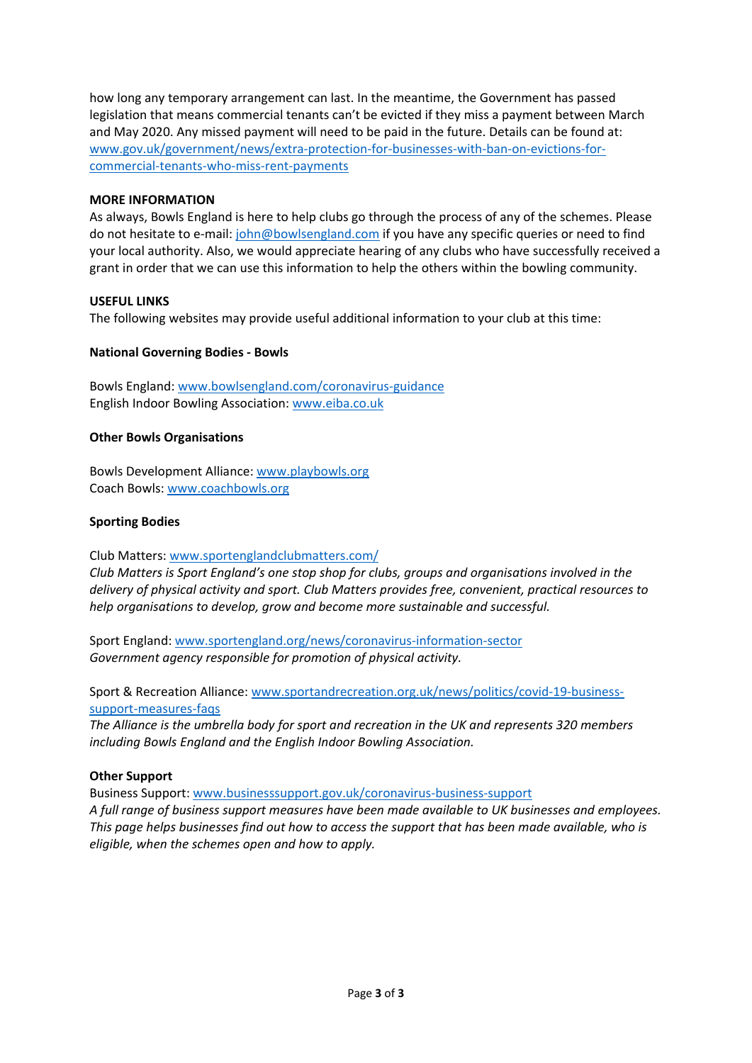how long any temporary arrangement can last. In the meantime, the Government has passed legislation that means commercial tenants can't be evicted if they miss a payment between March and May 2020. Any missed payment will need to be paid in the future. Details can be found at: [www.gov.uk/government/news/extra-protection-for-businesses-with-ban-on-evictions-for-commercial-tenants-who-miss-rent-payments](www.gov.uk/government/news/extra-protection-for-businesses-with-ban-on-evictions-for-commercial-tenants-who-miss-rent-payments)

**MORE INFORMATION**

As always, Bowls England is here to help clubs go through the process of any of the schemes. Please do not hesitate to e-mail: [john@bowlsengland.com](mailto:john@bowlsengland.com) if you have any specific queries or need to find your local authority. Also, we would appreciate hearing of any clubs who have successfully received a grant in order that we can use this information to help the others within the bowling community.

**USEFUL LINKS**

The following websites may provide useful additional information to your club at this time:

**National Governing Bodies - Bowls**

Bowls England: [www.bowlsengland.com/coronavirus-guidance](www.bowlsengland.com/coronavirus-guidance)
English Indoor Bowling Association: [www.eiba.co.uk](www.eiba.co.uk)

**Other Bowls Organisations**

Bowls Development Alliance: [www.playbowls.org](www.playbowls.org)
Coach Bowls: [www.coachbowls.org](www.coachbowls.org)

**Sporting Bodies**

Club Matters: [www.sportenglandclubmatters.com/](www.sportenglandclubmatters.com/)
*Club Matters is Sport England's one stop shop for clubs, groups and organisations involved in the delivery of physical activity and sport. Club Matters provides free, convenient, practical resources to help organisations to develop, grow and become more sustainable and successful.*

Sport England: [www.sportengland.org/news/coronavirus-information-sector](www.sportengland.org/news/coronavirus-information-sector)
*Government agency responsible for promotion of physical activity.*

Sport & Recreation Alliance: [www.sportandrecreation.org.uk/news/politics/covid-19-business-support-measures-faqs](www.sportandrecreation.org.uk/news/politics/covid-19-business-support-measures-faqs)
*The Alliance is the umbrella body for sport and recreation in the UK and represents 320 members including Bowls England and the English Indoor Bowling Association.*

**Other Support**

Business Support: [www.businesssupport.gov.uk/coronavirus-business-support](www.businesssupport.gov.uk/coronavirus-business-support)
*A full range of business support measures have been made available to UK businesses and employees. This page helps businesses find out how to access the support that has been made available, who is eligible, when the schemes open and how to apply.*